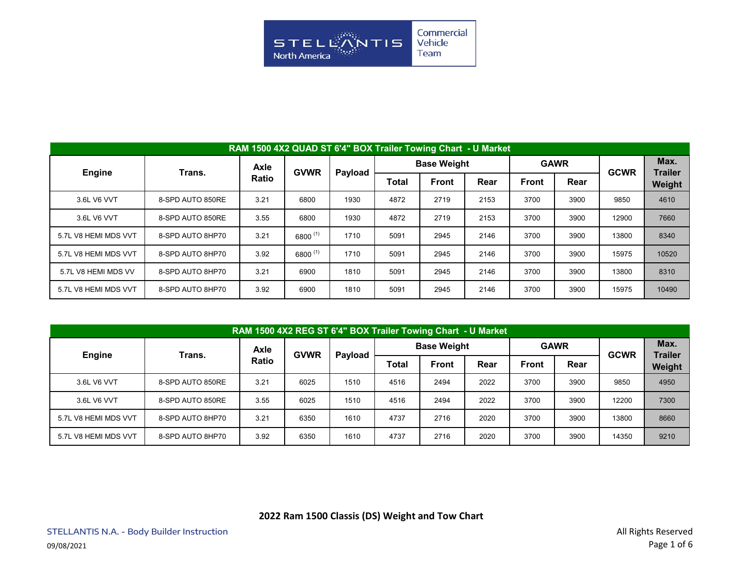Stellantis North America Commercial Vehicle Team

## RAM 1500 4X2 QUAD ST 6'4" BOX Trailer Towing Chart - U Market

| Engine | Trans. | Axle Ratio | GVWR | Payload | Base Weight | | | GAWR | | GCWR | Max. Trailer Weight |
|---|---|---|---|---|---|---|---|---|---|---|---|
| | | | | | Total | Front | Rear | Front | Rear | | |
| 3.6L V6 VVT | 8-SPD AUTO 850RE | 3.21 | 6800 | 1930 | 4872 | 2719 | 2153 | 3700 | 3900 | 9850 | 4610 |
| 3.6L V6 VVT | 8-SPD AUTO 850RE | 3.55 | 6800 | 1930 | 4872 | 2719 | 2153 | 3700 | 3900 | 12900 | 7660 |
| 5.7L V8 HEMI MDS VVT | 8-SPD AUTO 8HP70 | 3.21 | 6800 (1) | 1710 | 5091 | 2945 | 2146 | 3700 | 3900 | 13800 | 8340 |
| 5.7L V8 HEMI MDS VVT | 8-SPD AUTO 8HP70 | 3.92 | 6800 (1) | 1710 | 5091 | 2945 | 2146 | 3700 | 3900 | 15975 | 10520 |
| 5.7L V8 HEMI MDS VV | 8-SPD AUTO 8HP70 | 3.21 | 6900 | 1810 | 5091 | 2945 | 2146 | 3700 | 3900 | 13800 | 8310 |
| 5.7L V8 HEMI MDS VVT | 8-SPD AUTO 8HP70 | 3.92 | 6900 | 1810 | 5091 | 2945 | 2146 | 3700 | 3900 | 15975 | 10490 |

## RAM 1500 4X2 REG ST 6'4" BOX Trailer Towing Chart - U Market

| Engine | Trans. | Axle Ratio | GVWR | Payload | Base Weight | | | GAWR | | GCWR | Max. Trailer Weight |
|---|---|---|---|---|---|---|---|---|---|---|---|
| | | | | | Total | Front | Rear | Front | Rear | | |
| 3.6L V6 VVT | 8-SPD AUTO 850RE | 3.21 | 6025 | 1510 | 4516 | 2494 | 2022 | 3700 | 3900 | 9850 | 4950 |
| 3.6L V6 VVT | 8-SPD AUTO 850RE | 3.55 | 6025 | 1510 | 4516 | 2494 | 2022 | 3700 | 3900 | 12200 | 7300 |
| 5.7L V8 HEMI MDS VVT | 8-SPD AUTO 8HP70 | 3.21 | 6350 | 1610 | 4737 | 2716 | 2020 | 3700 | 3900 | 13800 | 8660 |
| 5.7L V8 HEMI MDS VVT | 8-SPD AUTO 8HP70 | 3.92 | 6350 | 1610 | 4737 | 2716 | 2020 | 3700 | 3900 | 14350 | 9210 |

**2022 Ram 1500 Classis (DS) Weight and Tow Chart**

STELLANTIS N.A. - Body Builder Instruction

09/08/2021

All Rights Reserved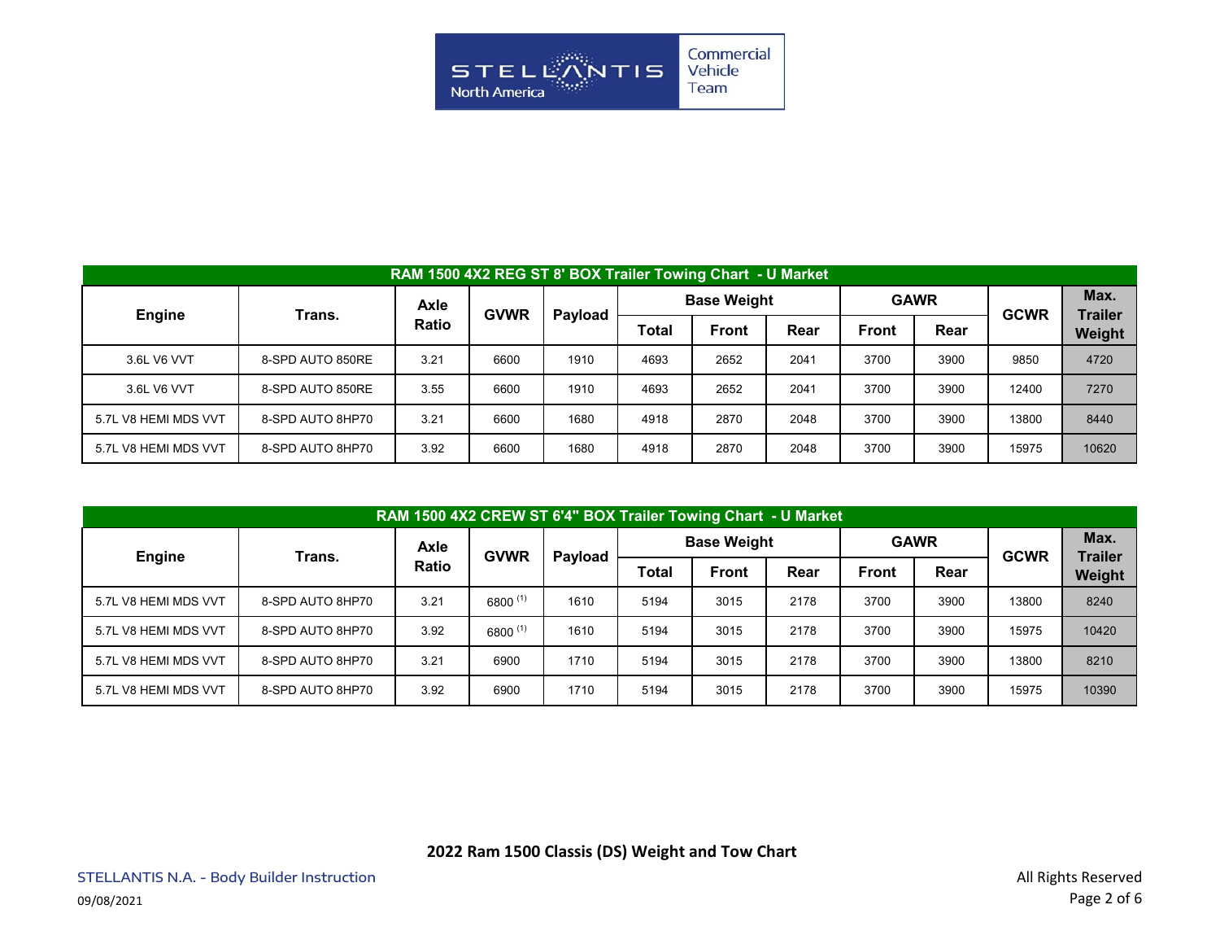## RAM 1500 4X2 REG ST 8' BOX Trailer Towing Chart - U Market

| Engine | Trans. | Axle Ratio | GVWR | Payload | Base Weight | | | GAWR | | GCWR | Max. Trailer Weight |
|---|---|---|---|---|---|---|---|---|---|---|---|
| | | | | | Total | Front | Rear | Front | Rear | | |
| 3.6L V6 VVT | 8-SPD AUTO 850RE | 3.21 | 6600 | 1910 | 4693 | 2652 | 2041 | 3700 | 3900 | 9850 | 4720 |
| 3.6L V6 VVT | 8-SPD AUTO 850RE | 3.55 | 6600 | 1910 | 4693 | 2652 | 2041 | 3700 | 3900 | 12400 | 7270 |
| 5.7L V8 HEMI MDS VVT | 8-SPD AUTO 8HP70 | 3.21 | 6600 | 1680 | 4918 | 2870 | 2048 | 3700 | 3900 | 13800 | 8440 |
| 5.7L V8 HEMI MDS VVT | 8-SPD AUTO 8HP70 | 3.92 | 6600 | 1680 | 4918 | 2870 | 2048 | 3700 | 3900 | 15975 | 10620 |

## RAM 1500 4X2 CREW ST 6'4" BOX Trailer Towing Chart - U Market

| Engine | Trans. | Axle Ratio | GVWR | Payload | Base Weight | | | GAWR | | GCWR | Max. Trailer Weight |
|---|---|---|---|---|---|---|---|---|---|---|---|
| | | | | | Total | Front | Rear | Front | Rear | | |
| 5.7L V8 HEMI MDS VVT | 8-SPD AUTO 8HP70 | 3.21 | 6800 (1) | 1610 | 5194 | 3015 | 2178 | 3700 | 3900 | 13800 | 8240 |
| 5.7L V8 HEMI MDS VVT | 8-SPD AUTO 8HP70 | 3.92 | 6800 (1) | 1610 | 5194 | 3015 | 2178 | 3700 | 3900 | 15975 | 10420 |
| 5.7L V8 HEMI MDS VVT | 8-SPD AUTO 8HP70 | 3.21 | 6900 | 1710 | 5194 | 3015 | 2178 | 3700 | 3900 | 13800 | 8210 |
| 5.7L V8 HEMI MDS VVT | 8-SPD AUTO 8HP70 | 3.92 | 6900 | 1710 | 5194 | 3015 | 2178 | 3700 | 3900 | 15975 | 10390 |

**2022 Ram 1500 Classis (DS) Weight and Tow Chart**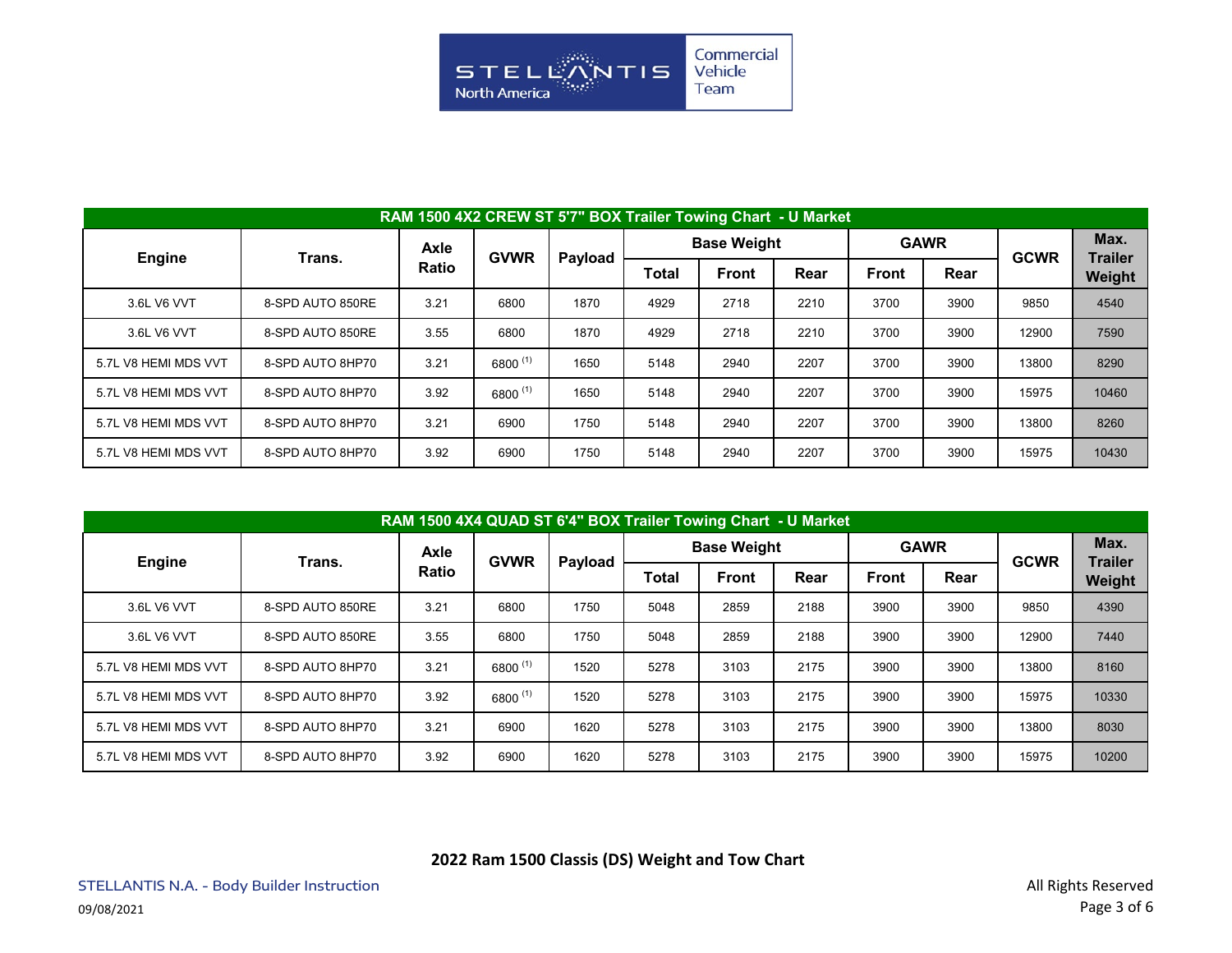Stellantis North America Commercial Vehicle Team

| RAM 1500 4X2 CREW ST 5'7" BOX Trailer Towing Chart - U Market | | | | | | | | | | | |
|---|---|---|---|---|---|---|---|---|---|---|---|
| Engine | Trans. | Axle Ratio | GVWR | Payload | Base Weight | | | GAWR | | GCWR | Max. Trailer Weight |
| | | | | | Total | Front | Rear | Front | Rear | | |
| 3.6L V6 VVT | 8-SPD AUTO 850RE | 3.21 | 6800 | 1870 | 4929 | 2718 | 2210 | 3700 | 3900 | 9850 | 4540 |
| 3.6L V6 VVT | 8-SPD AUTO 850RE | 3.55 | 6800 | 1870 | 4929 | 2718 | 2210 | 3700 | 3900 | 12900 | 7590 |
| 5.7L V8 HEMI MDS VVT | 8-SPD AUTO 8HP70 | 3.21 | 6800 (1) | 1650 | 5148 | 2940 | 2207 | 3700 | 3900 | 13800 | 8290 |
| 5.7L V8 HEMI MDS VVT | 8-SPD AUTO 8HP70 | 3.92 | 6800 (1) | 1650 | 5148 | 2940 | 2207 | 3700 | 3900 | 15975 | 10460 |
| 5.7L V8 HEMI MDS VVT | 8-SPD AUTO 8HP70 | 3.21 | 6900 | 1750 | 5148 | 2940 | 2207 | 3700 | 3900 | 13800 | 8260 |
| 5.7L V8 HEMI MDS VVT | 8-SPD AUTO 8HP70 | 3.92 | 6900 | 1750 | 5148 | 2940 | 2207 | 3700 | 3900 | 15975 | 10430 |

| RAM 1500 4X4 QUAD ST 6'4" BOX Trailer Towing Chart - U Market | | | | | | | | | | | |
|---|---|---|---|---|---|---|---|---|---|---|---|
| Engine | Trans. | Axle Ratio | GVWR | Payload | Base Weight | | | GAWR | | GCWR | Max. Trailer Weight |
| | | | | | Total | Front | Rear | Front | Rear | | |
| 3.6L V6 VVT | 8-SPD AUTO 850RE | 3.21 | 6800 | 1750 | 5048 | 2859 | 2188 | 3900 | 3900 | 9850 | 4390 |
| 3.6L V6 VVT | 8-SPD AUTO 850RE | 3.55 | 6800 | 1750 | 5048 | 2859 | 2188 | 3900 | 3900 | 12900 | 7440 |
| 5.7L V8 HEMI MDS VVT | 8-SPD AUTO 8HP70 | 3.21 | 6800 (1) | 1520 | 5278 | 3103 | 2175 | 3900 | 3900 | 13800 | 8160 |
| 5.7L V8 HEMI MDS VVT | 8-SPD AUTO 8HP70 | 3.92 | 6800 (1) | 1520 | 5278 | 3103 | 2175 | 3900 | 3900 | 15975 | 10330 |
| 5.7L V8 HEMI MDS VVT | 8-SPD AUTO 8HP70 | 3.21 | 6900 | 1620 | 5278 | 3103 | 2175 | 3900 | 3900 | 13800 | 8030 |
| 5.7L V8 HEMI MDS VVT | 8-SPD AUTO 8HP70 | 3.92 | 6900 | 1620 | 5278 | 3103 | 2175 | 3900 | 3900 | 15975 | 10200 |

**2022 Ram 1500 Classis (DS) Weight and Tow Chart**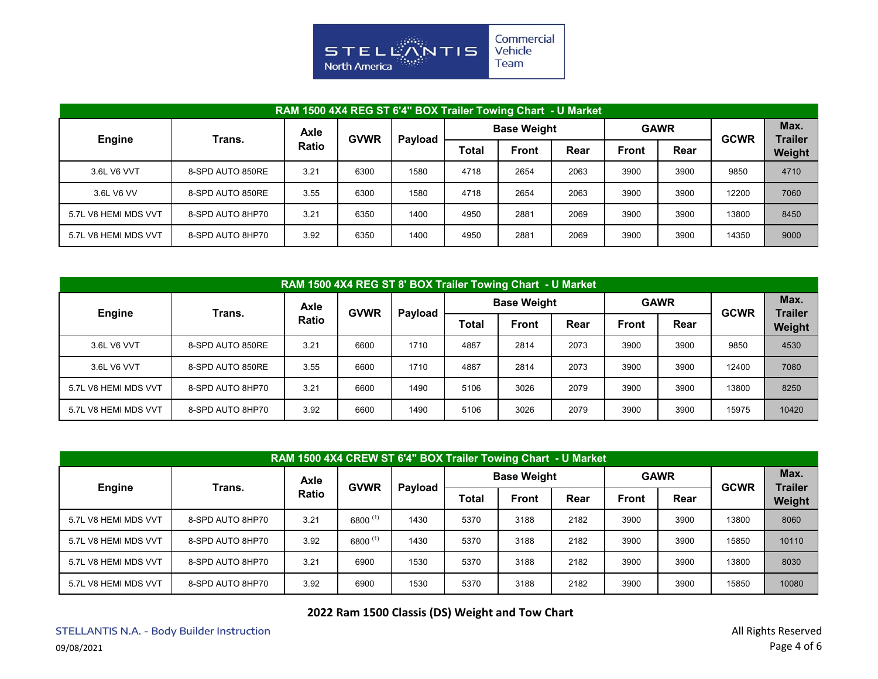Stellantis North America | Commercial Vehicle Team

| RAM 1500 4X4 REG ST 6'4" BOX Trailer Towing Chart - U Market | | | | | | | | | | | |
|---|---|---|---|---|---|---|---|---|---|---|---|
| Engine | Trans. | Axle Ratio | GVWR | Payload | Base Weight | | | GAWR | | GCWR | Max. Trailer Weight |
| | | | | | Total | Front | Rear | Front | Rear | | |
| 3.6L V6 VVT | 8-SPD AUTO 850RE | 3.21 | 6300 | 1580 | 4718 | 2654 | 2063 | 3900 | 3900 | 9850 | 4710 |
| 3.6L V6 VV | 8-SPD AUTO 850RE | 3.55 | 6300 | 1580 | 4718 | 2654 | 2063 | 3900 | 3900 | 12200 | 7060 |
| 5.7L V8 HEMI MDS VVT | 8-SPD AUTO 8HP70 | 3.21 | 6350 | 1400 | 4950 | 2881 | 2069 | 3900 | 3900 | 13800 | 8450 |
| 5.7L V8 HEMI MDS VVT | 8-SPD AUTO 8HP70 | 3.92 | 6350 | 1400 | 4950 | 2881 | 2069 | 3900 | 3900 | 14350 | 9000 |

| RAM 1500 4X4 REG ST 8' BOX Trailer Towing Chart - U Market | | | | | | | | | | | |
|---|---|---|---|---|---|---|---|---|---|---|---|
| Engine | Trans. | Axle Ratio | GVWR | Payload | Base Weight | | | GAWR | | GCWR | Max. Trailer Weight |
| | | | | | Total | Front | Rear | Front | Rear | | |
| 3.6L V6 VVT | 8-SPD AUTO 850RE | 3.21 | 6600 | 1710 | 4887 | 2814 | 2073 | 3900 | 3900 | 9850 | 4530 |
| 3.6L V6 VVT | 8-SPD AUTO 850RE | 3.55 | 6600 | 1710 | 4887 | 2814 | 2073 | 3900 | 3900 | 12400 | 7080 |
| 5.7L V8 HEMI MDS VVT | 8-SPD AUTO 8HP70 | 3.21 | 6600 | 1490 | 5106 | 3026 | 2079 | 3900 | 3900 | 13800 | 8250 |
| 5.7L V8 HEMI MDS VVT | 8-SPD AUTO 8HP70 | 3.92 | 6600 | 1490 | 5106 | 3026 | 2079 | 3900 | 3900 | 15975 | 10420 |

| RAM 1500 4X4 CREW ST 6'4" BOX Trailer Towing Chart - U Market | | | | | | | | | | | |
|---|---|---|---|---|---|---|---|---|---|---|---|
| Engine | Trans. | Axle Ratio | GVWR | Payload | Base Weight | | | GAWR | | GCWR | Max. Trailer Weight |
| | | | | | Total | Front | Rear | Front | Rear | | |
| 5.7L V8 HEMI MDS VVT | 8-SPD AUTO 8HP70 | 3.21 | 6800 (1) | 1430 | 5370 | 3188 | 2182 | 3900 | 3900 | 13800 | 8060 |
| 5.7L V8 HEMI MDS VVT | 8-SPD AUTO 8HP70 | 3.92 | 6800 (1) | 1430 | 5370 | 3188 | 2182 | 3900 | 3900 | 15850 | 10110 |
| 5.7L V8 HEMI MDS VVT | 8-SPD AUTO 8HP70 | 3.21 | 6900 | 1530 | 5370 | 3188 | 2182 | 3900 | 3900 | 13800 | 8030 |
| 5.7L V8 HEMI MDS VVT | 8-SPD AUTO 8HP70 | 3.92 | 6900 | 1530 | 5370 | 3188 | 2182 | 3900 | 3900 | 15850 | 10080 |

**2022 Ram 1500 Classis (DS) Weight and Tow Chart**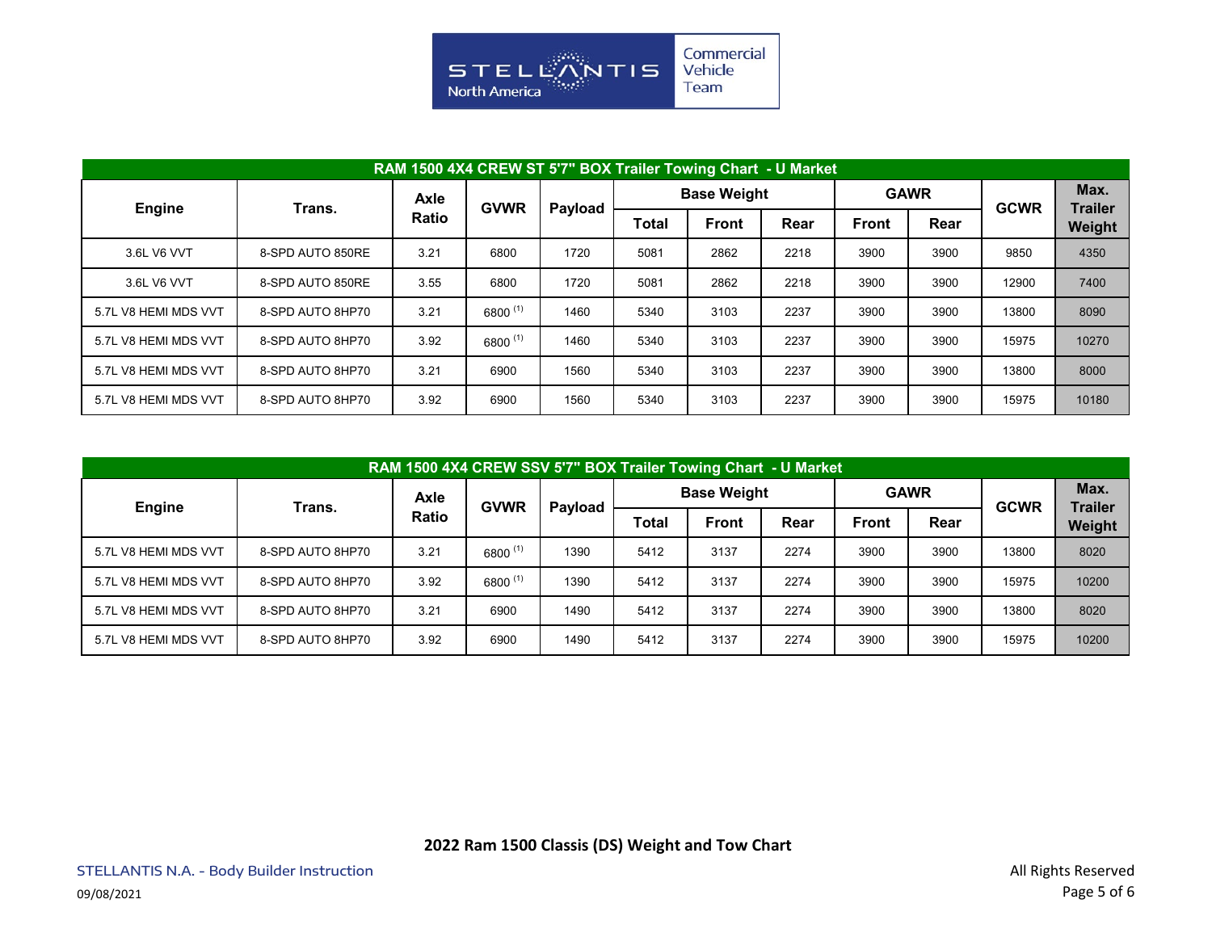STELLANTIS North America | Commercial Vehicle Team

| RAM 1500 4X4 CREW ST 5'7" BOX Trailer Towing Chart - U Market | | | | | | | | | | | |
|---|---|---|---|---|---|---|---|---|---|---|---|
| Engine | Trans. | Axle Ratio | GVWR | Payload | Base Weight | | | GAWR | | GCWR | Max. Trailer Weight |
| | | | | | Total | Front | Rear | Front | Rear | | |
| 3.6L V6 VVT | 8-SPD AUTO 850RE | 3.21 | 6800 | 1720 | 5081 | 2862 | 2218 | 3900 | 3900 | 9850 | 4350 |
| 3.6L V6 VVT | 8-SPD AUTO 850RE | 3.55 | 6800 | 1720 | 5081 | 2862 | 2218 | 3900 | 3900 | 12900 | 7400 |
| 5.7L V8 HEMI MDS VVT | 8-SPD AUTO 8HP70 | 3.21 | 6800 (1) | 1460 | 5340 | 3103 | 2237 | 3900 | 3900 | 13800 | 8090 |
| 5.7L V8 HEMI MDS VVT | 8-SPD AUTO 8HP70 | 3.92 | 6800 (1) | 1460 | 5340 | 3103 | 2237 | 3900 | 3900 | 15975 | 10270 |
| 5.7L V8 HEMI MDS VVT | 8-SPD AUTO 8HP70 | 3.21 | 6900 | 1560 | 5340 | 3103 | 2237 | 3900 | 3900 | 13800 | 8000 |
| 5.7L V8 HEMI MDS VVT | 8-SPD AUTO 8HP70 | 3.92 | 6900 | 1560 | 5340 | 3103 | 2237 | 3900 | 3900 | 15975 | 10180 |

| RAM 1500 4X4 CREW SSV 5'7" BOX Trailer Towing Chart - U Market | | | | | | | | | | | |
|---|---|---|---|---|---|---|---|---|---|---|---|
| Engine | Trans. | Axle Ratio | GVWR | Payload | Base Weight | | | GAWR | | GCWR | Max. Trailer Weight |
| | | | | | Total | Front | Rear | Front | Rear | | |
| 5.7L V8 HEMI MDS VVT | 8-SPD AUTO 8HP70 | 3.21 | 6800 (1) | 1390 | 5412 | 3137 | 2274 | 3900 | 3900 | 13800 | 8020 |
| 5.7L V8 HEMI MDS VVT | 8-SPD AUTO 8HP70 | 3.92 | 6800 (1) | 1390 | 5412 | 3137 | 2274 | 3900 | 3900 | 15975 | 10200 |
| 5.7L V8 HEMI MDS VVT | 8-SPD AUTO 8HP70 | 3.21 | 6900 | 1490 | 5412 | 3137 | 2274 | 3900 | 3900 | 13800 | 8020 |
| 5.7L V8 HEMI MDS VVT | 8-SPD AUTO 8HP70 | 3.92 | 6900 | 1490 | 5412 | 3137 | 2274 | 3900 | 3900 | 15975 | 10200 |

**2022 Ram 1500 Classis (DS) Weight and Tow Chart**

STELLANTIS N.A. - Body Builder Instruction

09/08/2021

All Rights Reserved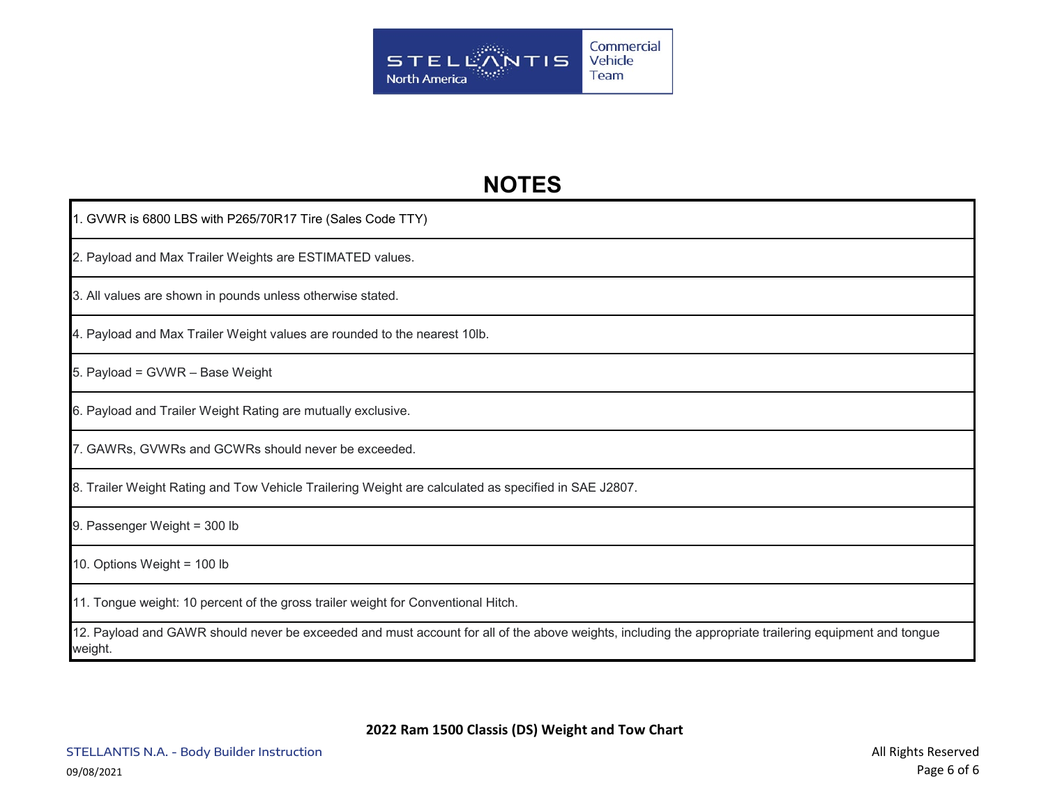# NOTES

| |
|---|
| 1. GVWR is 6800 LBS with P265/70R17 Tire (Sales Code TTY) |
| 2. Payload and Max Trailer Weights are ESTIMATED values. |
| 3. All values are shown in pounds unless otherwise stated. |
| 4. Payload and Max Trailer Weight values are rounded to the nearest 10lb. |
| 5. Payload = GVWR – Base Weight |
| 6. Payload and Trailer Weight Rating are mutually exclusive. |
| 7. GAWRs, GVWRs and GCWRs should never be exceeded. |
| 8. Trailer Weight Rating and Tow Vehicle Trailering Weight are calculated as specified in SAE J2807. |
| 9. Passenger Weight = 300 lb |
| 10. Options Weight = 100 lb |
| 11. Tongue weight: 10 percent of the gross trailer weight for Conventional Hitch. |
| 12. Payload and GAWR should never be exceeded and must account for all of the above weights, including the appropriate trailering equipment and tongue weight. |